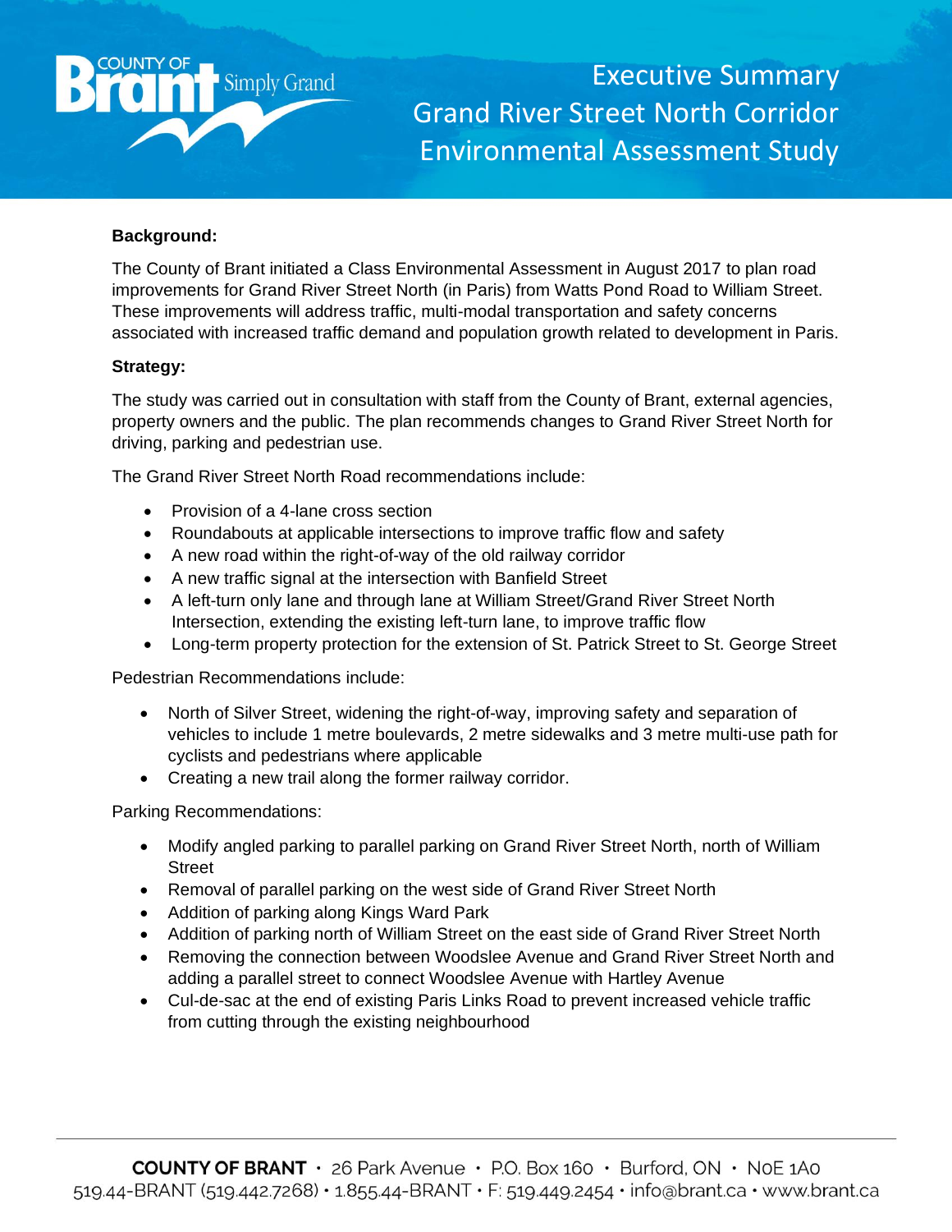# Executive Summary
# Grand River Street North Corridor Environmental Assessment Study

**Background:**

The County of Brant initiated a Class Environmental Assessment in August 2017 to plan road improvements for Grand River Street North (in Paris) from Watts Pond Road to William Street. These improvements will address traffic, multi-modal transportation and safety concerns associated with increased traffic demand and population growth related to development in Paris.

**Strategy:**

The study was carried out in consultation with staff from the County of Brant, external agencies, property owners and the public. The plan recommends changes to Grand River Street North for driving, parking and pedestrian use.

The Grand River Street North Road recommendations include:

- Provision of a 4-lane cross section
- Roundabouts at applicable intersections to improve traffic flow and safety
- A new road within the right-of-way of the old railway corridor
- A new traffic signal at the intersection with Banfield Street
- A left-turn only lane and through lane at William Street/Grand River Street North Intersection, extending the existing left-turn lane, to improve traffic flow
- Long-term property protection for the extension of St. Patrick Street to St. George Street

Pedestrian Recommendations include:

- North of Silver Street, widening the right-of-way, improving safety and separation of vehicles to include 1 metre boulevards, 2 metre sidewalks and 3 metre multi-use path for cyclists and pedestrians where applicable
- Creating a new trail along the former railway corridor.

Parking Recommendations:

- Modify angled parking to parallel parking on Grand River Street North, north of William Street
- Removal of parallel parking on the west side of Grand River Street North
- Addition of parking along Kings Ward Park
- Addition of parking north of William Street on the east side of Grand River Street North
- Removing the connection between Woodslee Avenue and Grand River Street North and adding a parallel street to connect Woodslee Avenue with Hartley Avenue
- Cul-de-sac at the end of existing Paris Links Road to prevent increased vehicle traffic from cutting through the existing neighbourhood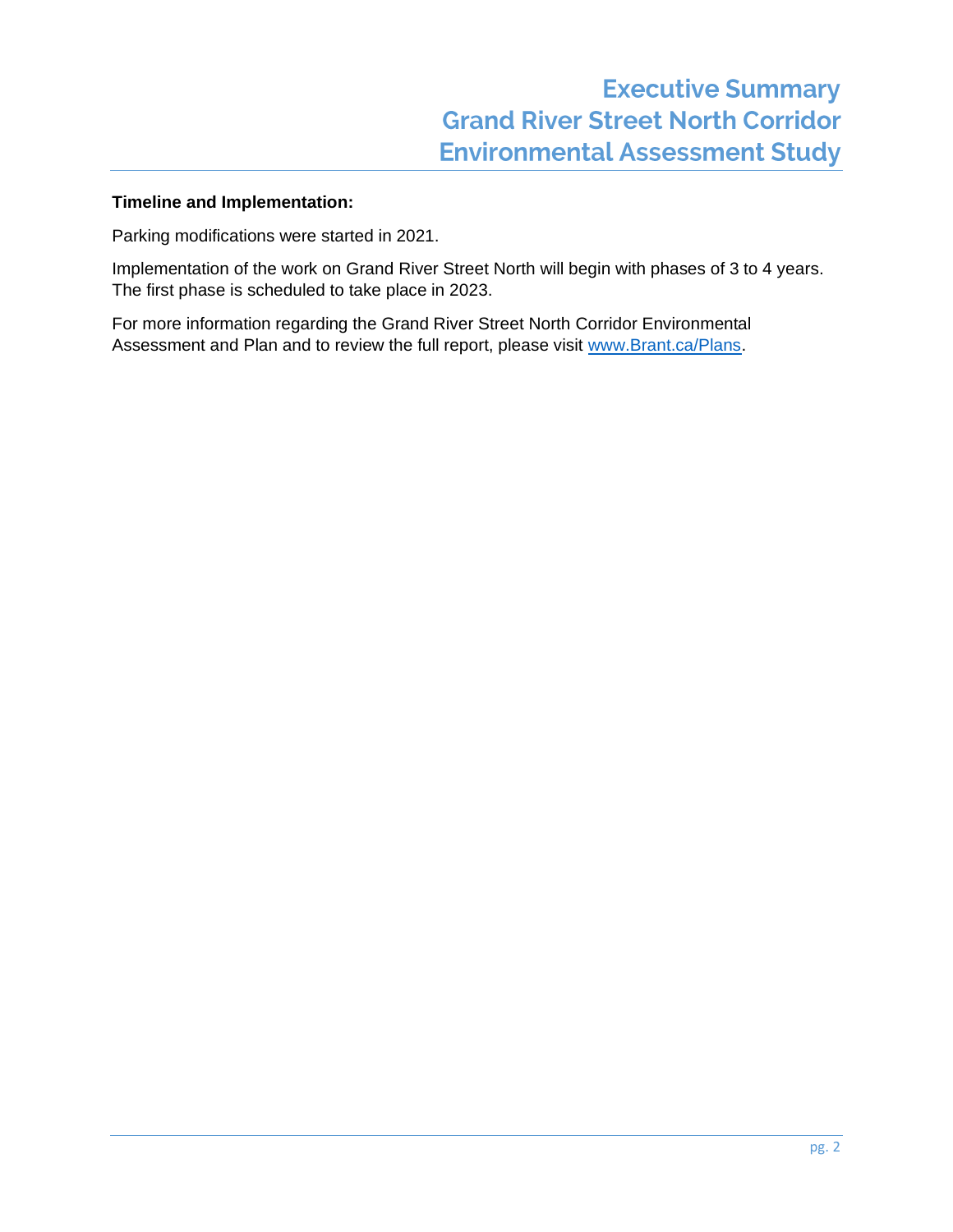**Timeline and Implementation:**

Parking modifications were started in 2021.

Implementation of the work on Grand River Street North will begin with phases of 3 to 4 years. The first phase is scheduled to take place in 2023.

For more information regarding the Grand River Street North Corridor Environmental Assessment and Plan and to review the full report, please visit www.Brant.ca/Plans.